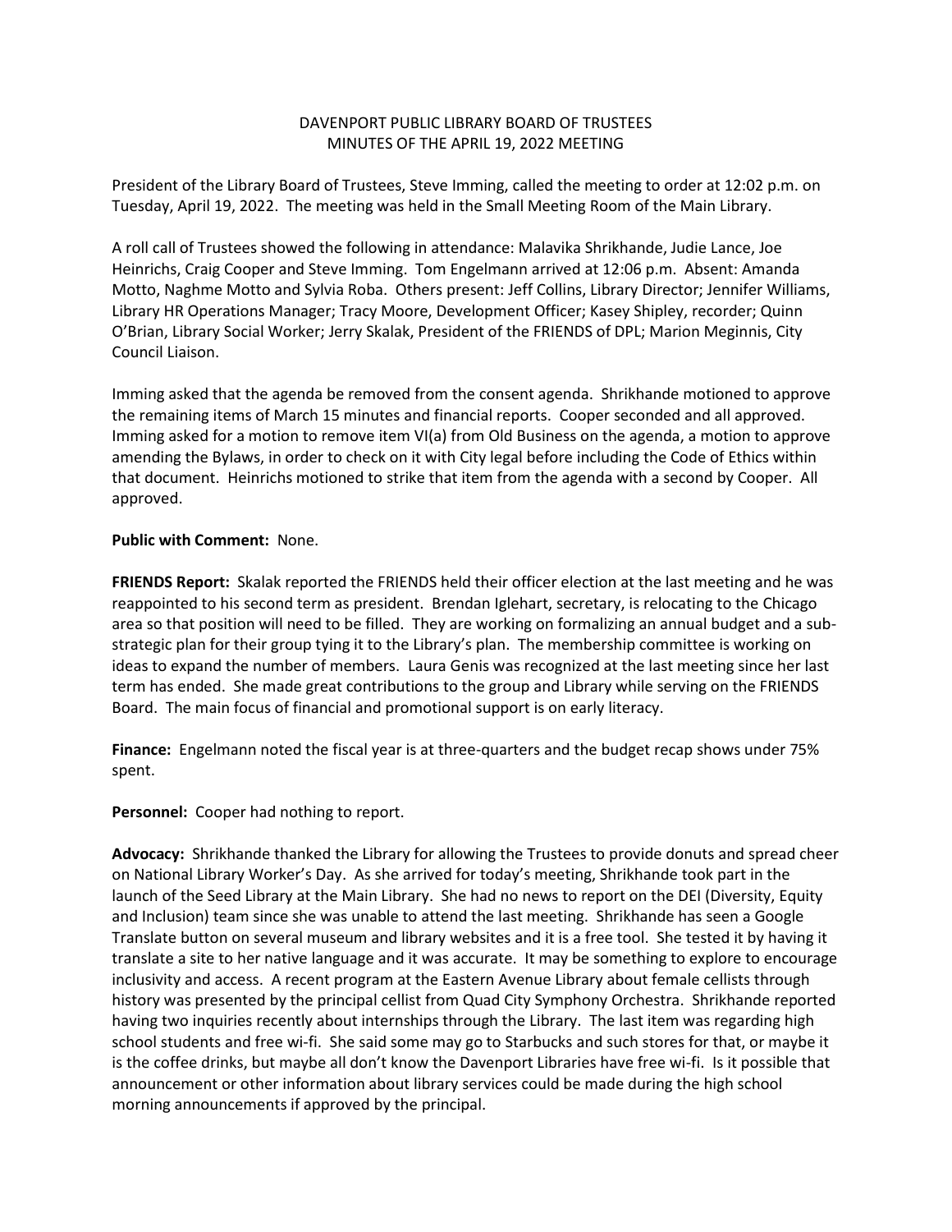# DAVENPORT PUBLIC LIBRARY BOARD OF TRUSTEES
## MINUTES OF THE APRIL 19, 2022 MEETING

President of the Library Board of Trustees, Steve Imming, called the meeting to order at 12:02 p.m. on Tuesday, April 19, 2022. The meeting was held in the Small Meeting Room of the Main Library.

A roll call of Trustees showed the following in attendance: Malavika Shrikhande, Judie Lance, Joe Heinrichs, Craig Cooper and Steve Imming. Tom Engelmann arrived at 12:06 p.m. Absent: Amanda Motto, Naghme Motto and Sylvia Roba. Others present: Jeff Collins, Library Director; Jennifer Williams, Library HR Operations Manager; Tracy Moore, Development Officer; Kasey Shipley, recorder; Quinn O'Brian, Library Social Worker; Jerry Skalak, President of the FRIENDS of DPL; Marion Meginnis, City Council Liaison.

Imming asked that the agenda be removed from the consent agenda. Shrikhande motioned to approve the remaining items of March 15 minutes and financial reports. Cooper seconded and all approved. Imming asked for a motion to remove item VI(a) from Old Business on the agenda, a motion to approve amending the Bylaws, in order to check on it with City legal before including the Code of Ethics within that document. Heinrichs motioned to strike that item from the agenda with a second by Cooper. All approved.

**Public with Comment:** None.

**FRIENDS Report:** Skalak reported the FRIENDS held their officer election at the last meeting and he was reappointed to his second term as president. Brendan Iglehart, secretary, is relocating to the Chicago area so that position will need to be filled. They are working on formalizing an annual budget and a sub-strategic plan for their group tying it to the Library's plan. The membership committee is working on ideas to expand the number of members. Laura Genis was recognized at the last meeting since her last term has ended. She made great contributions to the group and Library while serving on the FRIENDS Board. The main focus of financial and promotional support is on early literacy.

**Finance:** Engelmann noted the fiscal year is at three-quarters and the budget recap shows under 75% spent.

**Personnel:** Cooper had nothing to report.

**Advocacy:** Shrikhande thanked the Library for allowing the Trustees to provide donuts and spread cheer on National Library Worker's Day. As she arrived for today's meeting, Shrikhande took part in the launch of the Seed Library at the Main Library. She had no news to report on the DEI (Diversity, Equity and Inclusion) team since she was unable to attend the last meeting. Shrikhande has seen a Google Translate button on several museum and library websites and it is a free tool. She tested it by having it translate a site to her native language and it was accurate. It may be something to explore to encourage inclusivity and access. A recent program at the Eastern Avenue Library about female cellists through history was presented by the principal cellist from Quad City Symphony Orchestra. Shrikhande reported having two inquiries recently about internships through the Library. The last item was regarding high school students and free wi-fi. She said some may go to Starbucks and such stores for that, or maybe it is the coffee drinks, but maybe all don't know the Davenport Libraries have free wi-fi. Is it possible that announcement or other information about library services could be made during the high school morning announcements if approved by the principal.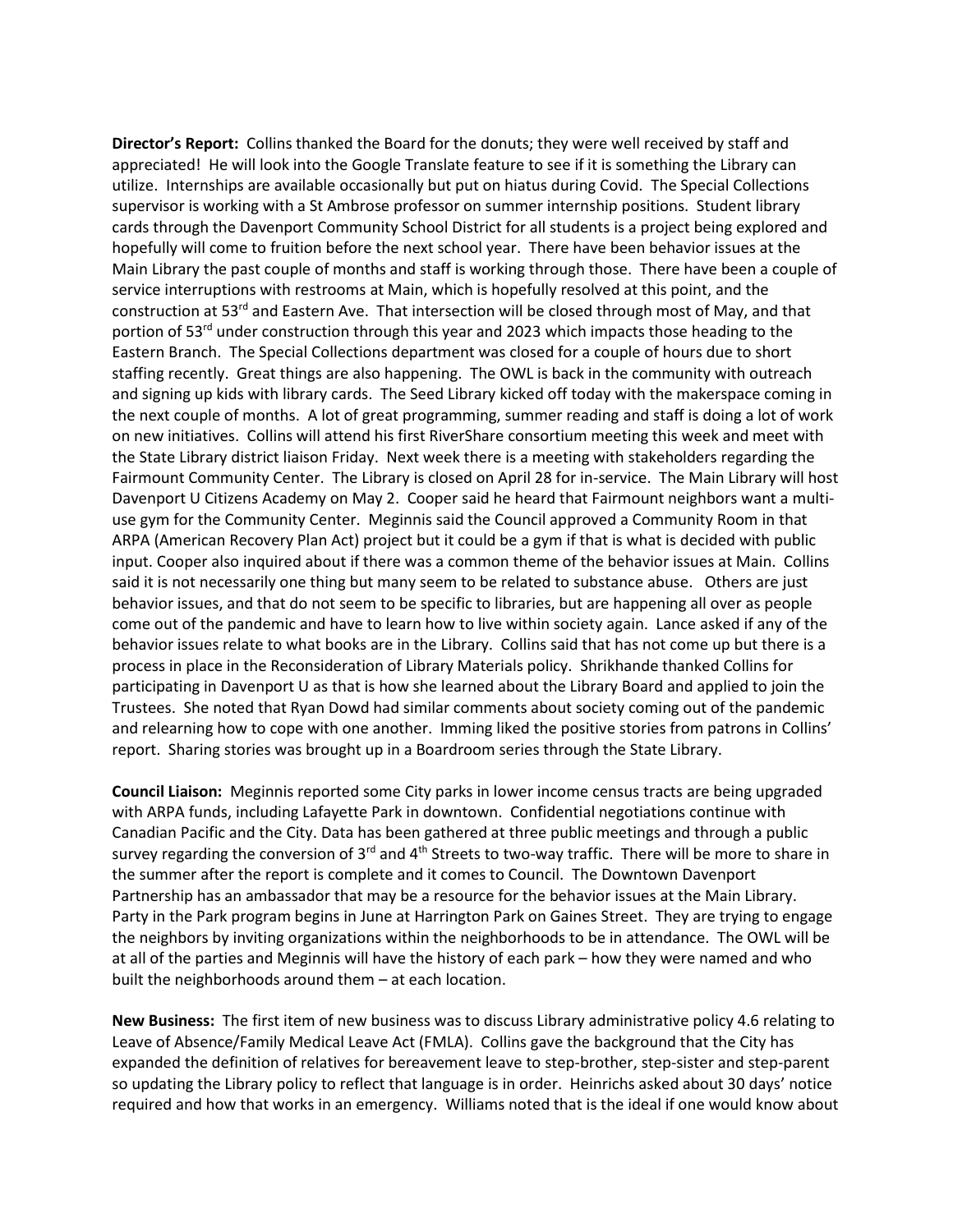**Director's Report:** Collins thanked the Board for the donuts; they were well received by staff and appreciated! He will look into the Google Translate feature to see if it is something the Library can utilize. Internships are available occasionally but put on hiatus during Covid. The Special Collections supervisor is working with a St Ambrose professor on summer internship positions. Student library cards through the Davenport Community School District for all students is a project being explored and hopefully will come to fruition before the next school year. There have been behavior issues at the Main Library the past couple of months and staff is working through those. There have been a couple of service interruptions with restrooms at Main, which is hopefully resolved at this point, and the construction at 53rd and Eastern Ave. That intersection will be closed through most of May, and that portion of 53rd under construction through this year and 2023 which impacts those heading to the Eastern Branch. The Special Collections department was closed for a couple of hours due to short staffing recently. Great things are also happening. The OWL is back in the community with outreach and signing up kids with library cards. The Seed Library kicked off today with the makerspace coming in the next couple of months. A lot of great programming, summer reading and staff is doing a lot of work on new initiatives. Collins will attend his first RiverShare consortium meeting this week and meet with the State Library district liaison Friday. Next week there is a meeting with stakeholders regarding the Fairmount Community Center. The Library is closed on April 28 for in-service. The Main Library will host Davenport U Citizens Academy on May 2. Cooper said he heard that Fairmount neighbors want a multi-use gym for the Community Center. Meginnis said the Council approved a Community Room in that ARPA (American Recovery Plan Act) project but it could be a gym if that is what is decided with public input. Cooper also inquired about if there was a common theme of the behavior issues at Main. Collins said it is not necessarily one thing but many seem to be related to substance abuse. Others are just behavior issues, and that do not seem to be specific to libraries, but are happening all over as people come out of the pandemic and have to learn how to live within society again. Lance asked if any of the behavior issues relate to what books are in the Library. Collins said that has not come up but there is a process in place in the Reconsideration of Library Materials policy. Shrikhande thanked Collins for participating in Davenport U as that is how she learned about the Library Board and applied to join the Trustees. She noted that Ryan Dowd had similar comments about society coming out of the pandemic and relearning how to cope with one another. Imming liked the positive stories from patrons in Collins' report. Sharing stories was brought up in a Boardroom series through the State Library.

**Council Liaison:** Meginnis reported some City parks in lower income census tracts are being upgraded with ARPA funds, including Lafayette Park in downtown. Confidential negotiations continue with Canadian Pacific and the City. Data has been gathered at three public meetings and through a public survey regarding the conversion of 3rd and 4th Streets to two-way traffic. There will be more to share in the summer after the report is complete and it comes to Council. The Downtown Davenport Partnership has an ambassador that may be a resource for the behavior issues at the Main Library. Party in the Park program begins in June at Harrington Park on Gaines Street. They are trying to engage the neighbors by inviting organizations within the neighborhoods to be in attendance. The OWL will be at all of the parties and Meginnis will have the history of each park – how they were named and who built the neighborhoods around them – at each location.

**New Business:** The first item of new business was to discuss Library administrative policy 4.6 relating to Leave of Absence/Family Medical Leave Act (FMLA). Collins gave the background that the City has expanded the definition of relatives for bereavement leave to step-brother, step-sister and step-parent so updating the Library policy to reflect that language is in order. Heinrichs asked about 30 days' notice required and how that works in an emergency. Williams noted that is the ideal if one would know about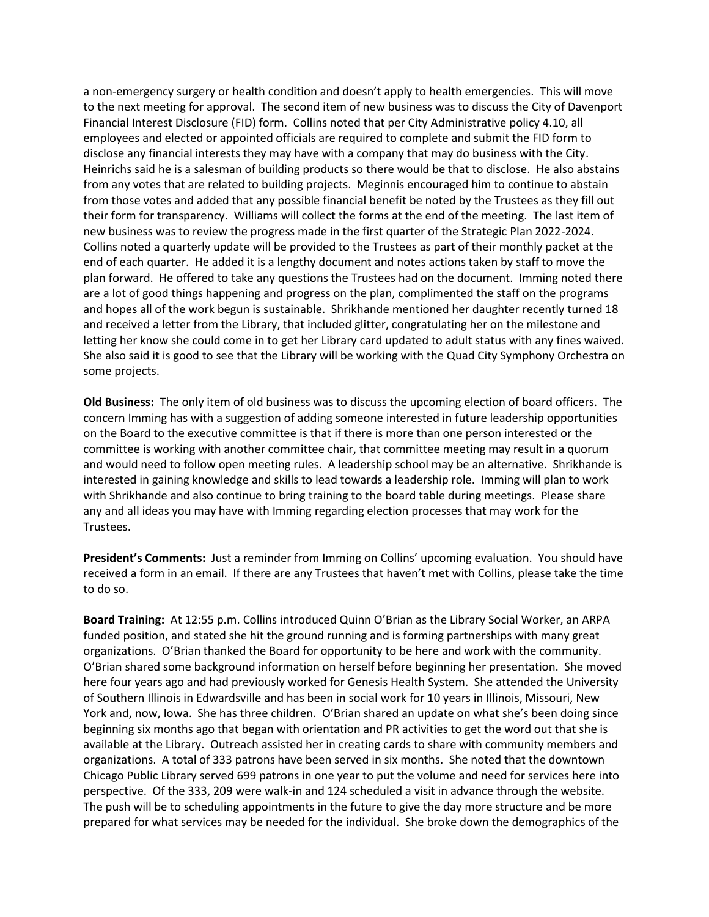a non-emergency surgery or health condition and doesn't apply to health emergencies. This will move to the next meeting for approval. The second item of new business was to discuss the City of Davenport Financial Interest Disclosure (FID) form. Collins noted that per City Administrative policy 4.10, all employees and elected or appointed officials are required to complete and submit the FID form to disclose any financial interests they may have with a company that may do business with the City. Heinrichs said he is a salesman of building products so there would be that to disclose. He also abstains from any votes that are related to building projects. Meginnis encouraged him to continue to abstain from those votes and added that any possible financial benefit be noted by the Trustees as they fill out their form for transparency. Williams will collect the forms at the end of the meeting. The last item of new business was to review the progress made in the first quarter of the Strategic Plan 2022-2024. Collins noted a quarterly update will be provided to the Trustees as part of their monthly packet at the end of each quarter. He added it is a lengthy document and notes actions taken by staff to move the plan forward. He offered to take any questions the Trustees had on the document. Imming noted there are a lot of good things happening and progress on the plan, complimented the staff on the programs and hopes all of the work begun is sustainable. Shrikhande mentioned her daughter recently turned 18 and received a letter from the Library, that included glitter, congratulating her on the milestone and letting her know she could come in to get her Library card updated to adult status with any fines waived. She also said it is good to see that the Library will be working with the Quad City Symphony Orchestra on some projects.

**Old Business:** The only item of old business was to discuss the upcoming election of board officers. The concern Imming has with a suggestion of adding someone interested in future leadership opportunities on the Board to the executive committee is that if there is more than one person interested or the committee is working with another committee chair, that committee meeting may result in a quorum and would need to follow open meeting rules. A leadership school may be an alternative. Shrikhande is interested in gaining knowledge and skills to lead towards a leadership role. Imming will plan to work with Shrikhande and also continue to bring training to the board table during meetings. Please share any and all ideas you may have with Imming regarding election processes that may work for the Trustees.

**President's Comments:** Just a reminder from Imming on Collins' upcoming evaluation. You should have received a form in an email. If there are any Trustees that haven't met with Collins, please take the time to do so.

**Board Training:** At 12:55 p.m. Collins introduced Quinn O'Brian as the Library Social Worker, an ARPA funded position, and stated she hit the ground running and is forming partnerships with many great organizations. O'Brian thanked the Board for opportunity to be here and work with the community. O'Brian shared some background information on herself before beginning her presentation. She moved here four years ago and had previously worked for Genesis Health System. She attended the University of Southern Illinois in Edwardsville and has been in social work for 10 years in Illinois, Missouri, New York and, now, Iowa. She has three children. O'Brian shared an update on what she's been doing since beginning six months ago that began with orientation and PR activities to get the word out that she is available at the Library. Outreach assisted her in creating cards to share with community members and organizations. A total of 333 patrons have been served in six months. She noted that the downtown Chicago Public Library served 699 patrons in one year to put the volume and need for services here into perspective. Of the 333, 209 were walk-in and 124 scheduled a visit in advance through the website. The push will be to scheduling appointments in the future to give the day more structure and be more prepared for what services may be needed for the individual. She broke down the demographics of the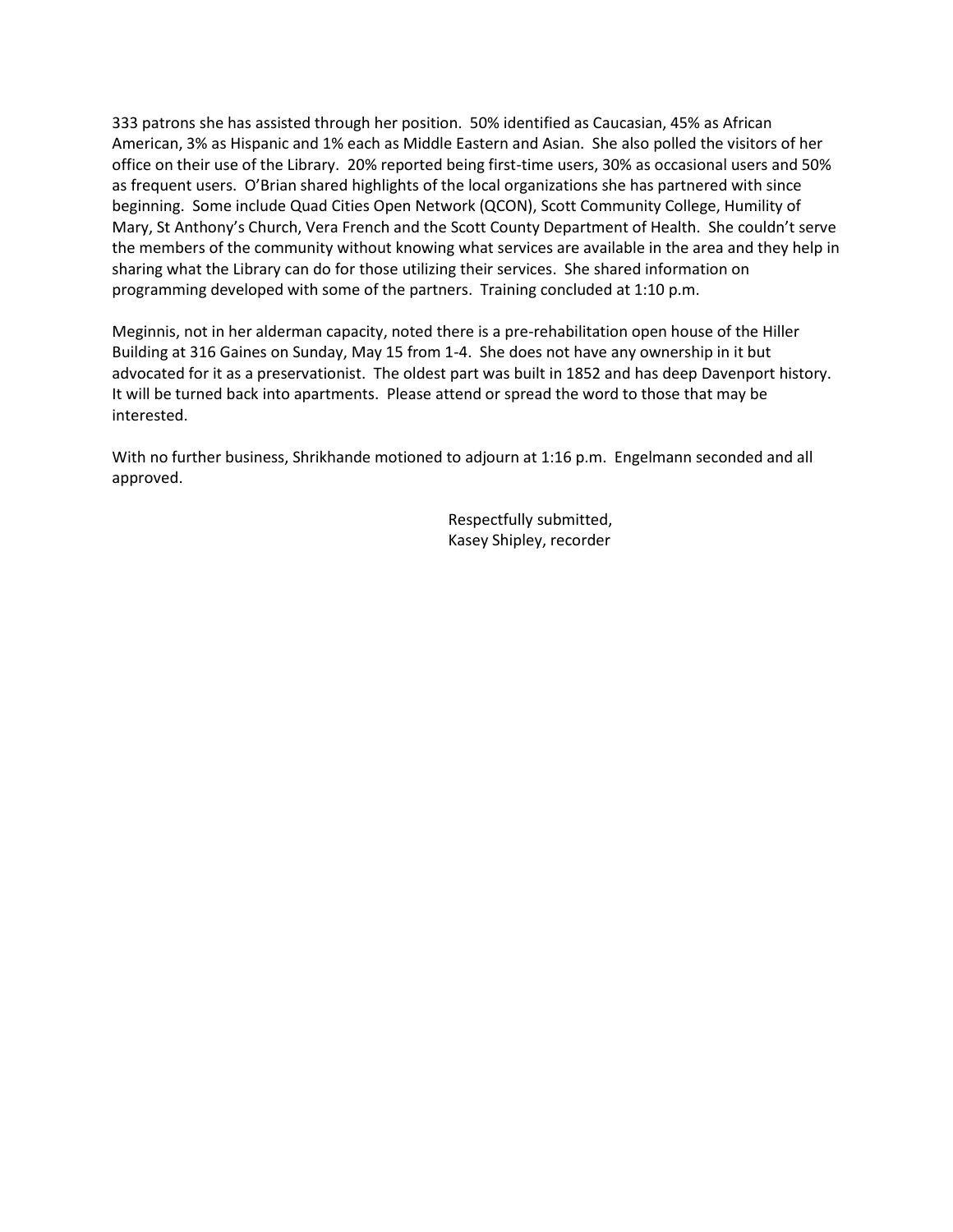333 patrons she has assisted through her position. 50% identified as Caucasian, 45% as African American, 3% as Hispanic and 1% each as Middle Eastern and Asian. She also polled the visitors of her office on their use of the Library. 20% reported being first-time users, 30% as occasional users and 50% as frequent users. O'Brian shared highlights of the local organizations she has partnered with since beginning. Some include Quad Cities Open Network (QCON), Scott Community College, Humility of Mary, St Anthony's Church, Vera French and the Scott County Department of Health. She couldn't serve the members of the community without knowing what services are available in the area and they help in sharing what the Library can do for those utilizing their services. She shared information on programming developed with some of the partners. Training concluded at 1:10 p.m.

Meginnis, not in her alderman capacity, noted there is a pre-rehabilitation open house of the Hiller Building at 316 Gaines on Sunday, May 15 from 1-4. She does not have any ownership in it but advocated for it as a preservationist. The oldest part was built in 1852 and has deep Davenport history. It will be turned back into apartments. Please attend or spread the word to those that may be interested.

With no further business, Shrikhande motioned to adjourn at 1:16 p.m. Engelmann seconded and all approved.

Respectfully submitted,
Kasey Shipley, recorder